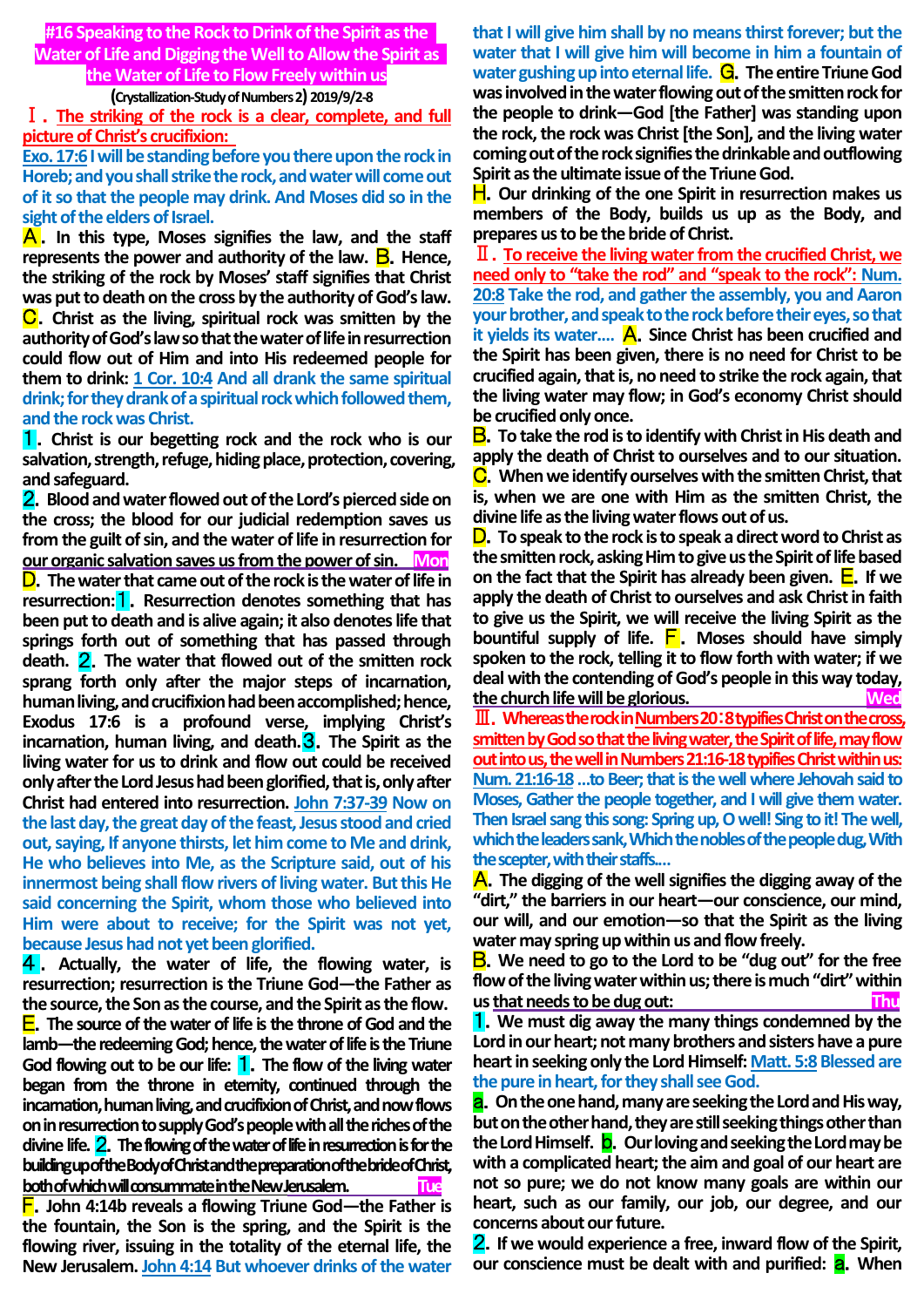# #16 Speaking to the Rock to Drink of the Spirit as the Water of Life and Digging the Well to Allow the Spirit as the Water of Life to Flow Freely within us

(Crystallization-Study of Numbers 2) 2019/9/2-8

**Ⅰ. The striking of the rock is a clear, complete, and full picture of Christ's crucifixion:**

**Exo. 17:6 I will be standing before you there upon the rock in Horeb; and you shall strike the rock, and water will come out of it so that the people may drink. And Moses did so in the sight of the elders of Israel.**

**A.** In this type, Moses signifies the law, and the staff represents the power and authority of the law. **B.** Hence, the striking of the rock by Moses' staff signifies that Christ was put to death on the cross by the authority of God's law. **C.** Christ as the living, spiritual rock was smitten by the authority of God's law so that the water of life in resurrection could flow out of Him and into His redeemed people for them to drink: **1 Cor. 10:4 And all drank the same spiritual drink; for they drank of a spiritual rock which followed them, and the rock was Christ.**

**1.** Christ is our begetting rock and the rock who is our salvation, strength, refuge, hiding place, protection, covering, and safeguard.

**2.** Blood and water flowed out of the Lord's pierced side on the cross; the blood for our judicial redemption saves us from the guilt of sin, and the water of life in resurrection for our organic salvation saves us from the power of sin. **Mon**

**D.** The water that came out of the rock is the water of life in resurrection: **1.** Resurrection denotes something that has been put to death and is alive again; it also denotes life that springs forth out of something that has passed through death. **2.** The water that flowed out of the smitten rock sprang forth only after the major steps of incarnation, human living, and crucifixion had been accomplished; hence, Exodus 17:6 is a profound verse, implying Christ's incarnation, human living, and death. **3.** The Spirit as the living water for us to drink and flow out could be received only after the Lord Jesus had been glorified, that is, only after Christ had entered into resurrection. **John 7:37-39 Now on the last day, the great day of the feast, Jesus stood and cried out, saying, If anyone thirsts, let him come to Me and drink, He who believes into Me, as the Scripture said, out of his innermost being shall flow rivers of living water. But this He said concerning the Spirit, whom those who believed into Him were about to receive; for the Spirit was not yet, because Jesus had not yet been glorified.**

**4.** Actually, the water of life, the flowing water, is resurrection; resurrection is the Triune God—the Father as the source, the Son as the course, and the Spirit as the flow.

**E.** The source of the water of life is the throne of God and the lamb—the redeeming God; hence, the water of life is the Triune God flowing out to be our life: **1.** The flow of the living water began from the throne in eternity, continued through the incarnation, human living, and crucifixion of Christ, and now flows on in resurrection to supply God's people with all the riches of the divine life. **2.** The flowing of the water of life in resurrection is for the building up of the Body of Christ and the preparation of the bride of Christ, both of which will consummate in the New Jerusalem. **Tue**

**F.** John 4:14b reveals a flowing Triune God—the Father is the fountain, the Son is the spring, and the Spirit is the flowing river, issuing in the totality of the eternal life, the New Jerusalem. **John 4:14 But whoever drinks of the water that I will give him shall by no means thirst forever; but the water that I will give him will become in him a fountain of water gushing up into eternal life.** **G.** The entire Triune God was involved in the water flowing out of the smitten rock for the people to drink—God [the Father] was standing upon the rock, the rock was Christ [the Son], and the living water coming out of the rock signifies the drinkable and outflowing Spirit as the ultimate issue of the Triune God.

**H.** Our drinking of the one Spirit in resurrection makes us members of the Body, builds us up as the Body, and prepares us to be the bride of Christ.

**Ⅱ. To receive the living water from the crucified Christ, we need only to "take the rod" and "speak to the rock": Num. 20:8 Take the rod, and gather the assembly, you and Aaron your brother, and speak to the rock before their eyes, so that it yields its water....** **A.** Since Christ has been crucified and the Spirit has been given, there is no need for Christ to be crucified again, that is, no need to strike the rock again, that the living water may flow; in God's economy Christ should be crucified only once.

**B.** To take the rod is to identify with Christ in His death and apply the death of Christ to ourselves and to our situation. **C.** When we identify ourselves with the smitten Christ, that is, when we are one with Him as the smitten Christ, the divine life as the living water flows out of us.

**D.** To speak to the rock is to speak a direct word to Christ as the smitten rock, asking Him to give us the Spirit of life based on the fact that the Spirit has already been given. **E.** If we apply the death of Christ to ourselves and ask Christ in faith to give us the Spirit, we will receive the living Spirit as the bountiful supply of life. **F.** Moses should have simply spoken to the rock, telling it to flow forth with water; if we deal with the contending of God's people in this way today, the church life will be glorious. **Wed**

**Ⅲ. Whereas the rock in Numbers 20:8 typifies Christ on the cross, smitten by God so that the living water, the Spirit of life, may flow out into us, the well in Numbers 21:16-18 typifies Christ within us: Num. 21:16-18 ...to Beer; that is the well where Jehovah said to Moses, Gather the people together, and I will give them water. Then Israel sang this song: Spring up, O well! Sing to it! The well, which the leaders sank, Which the nobles of the people dug, With the scepter, with their staffs....**

**A.** The digging of the well signifies the digging away of the "dirt," the barriers in our heart—our conscience, our mind, our will, and our emotion—so that the Spirit as the living water may spring up within us and flow freely.

**B.** We need to go to the Lord to be "dug out" for the free flow of the living water within us; there is much "dirt" within us that needs to be dug out: **Thu**

**1.** We must dig away the many things condemned by the Lord in our heart; not many brothers and sisters have a pure heart in seeking only the Lord Himself: **Matt. 5:8 Blessed are the pure in heart, for they shall see God.**

**a.** On the one hand, many are seeking the Lord and His way, but on the other hand, they are still seeking things other than the Lord Himself. **b.** Our loving and seeking the Lord may be with a complicated heart; the aim and goal of our heart are not so pure; we do not know many goals are within our heart, such as our family, our job, our degree, and our concerns about our future.

**2.** If we would experience a free, inward flow of the Spirit, our conscience must be dealt with and purified: **a.** When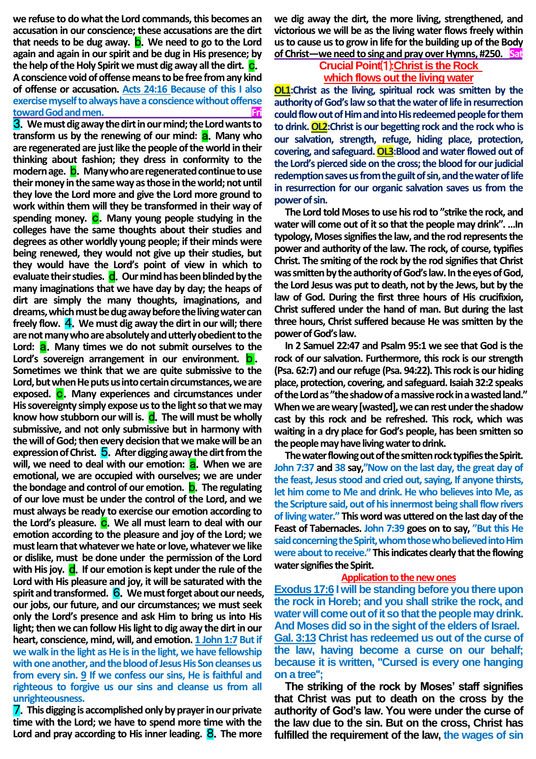**we refuse to do what the Lord commands, this becomes an accusation in our conscience; these accusations are the dirt that needs to be dug away. b. We need to go to the Lord again and again in our spirit and be dug in His presence; by the help of the Holy Spirit we must dig away all the dirt. c. A conscience void of offense means to be free from any kind of offense or accusation.** Acts 24:16 Because of this I also exercise myself to always have a conscience without offense toward God and men. **Fri**

**3. We must dig away the dirt in our mind; the Lord wants to transform us by the renewing of our mind: a. Many who are regenerated are just like the people of the world in their thinking about fashion; they dress in conformity to the modern age. b. Many who are regenerated continue to use their money in the same way as those in the world; not until they love the Lord more and give the Lord more ground to work within them will they be transformed in their way of spending money. c. Many young people studying in the colleges have the same thoughts about their studies and degrees as other worldly young people; if their minds were being renewed, they would not give up their studies, but they would have the Lord's point of view in which to evaluate their studies. d. Our mind has been blinded by the many imaginations that we have day by day; the heaps of dirt are simply the many thoughts, imaginations, and dreams, which must be dug away before the living water can freely flow. 4. We must dig away the dirt in our will; there are not many who are absolutely and utterly obedient to the Lord: a. Many times we do not submit ourselves to the Lord's sovereign arrangement in our environment. b. Sometimes we think that we are quite submissive to the Lord, but when He puts us into certain circumstances, we are exposed. c. Many experiences and circumstances under His sovereignty simply expose us to the light so that we may know how stubborn our will is. d. The will must be wholly submissive, and not only submissive but in harmony with the will of God; then every decision that we make will be an expression of Christ. 5. After digging away the dirt from the will, we need to deal with our emotion: a. When we are emotional, we are occupied with ourselves; we are under the bondage and control of our emotion. b. The regulating of our love must be under the control of the Lord, and we must always be ready to exercise our emotion according to the Lord's pleasure. c. We all must learn to deal with our emotion according to the pleasure and joy of the Lord; we must learn that whatever we hate or love, whatever we like or dislike, must be done under the permission of the Lord with His joy. d. If our emotion is kept under the rule of the Lord with His pleasure and joy, it will be saturated with the spirit and transformed. 6. We must forget about our needs, our jobs, our future, and our circumstances; we must seek only the Lord's presence and ask Him to bring us into His light; then we can follow His light to dig away the dirt in our heart, conscience, mind, will, and emotion.** 1 John 1:7 But if we walk in the light as He is in the light, we have fellowship with one another, and the blood of Jesus His Son cleanses us from every sin. 9 If we confess our sins, He is faithful and righteous to forgive us our sins and cleanse us from all unrighteousness.

**7. This digging is accomplished only by prayer in our private time with the Lord; we have to spend more time with the Lord and pray according to His inner leading. 8. The more we dig away the dirt, the more living, strengthened, and victorious we will be as the living water flows freely within us to cause us to grow in life for the building up of the Body of Christ—we need to sing and pray over Hymns, #250.** **Sat**

## Crucial Point⑴:Christ is the Rock which flows out the living water

**OL1:Christ as the living, spiritual rock was smitten by the authority of God's law so that the water of life in resurrection could flow out of Him and into His redeemed people for them to drink. OL2:Christ is our begetting rock and the rock who is our salvation, strength, refuge, hiding place, protection, covering, and safeguard. OL3:Blood and water flowed out of the Lord's pierced side on the cross; the blood for our judicial redemption saves us from the guilt of sin, and the water of life in resurrection for our organic salvation saves us from the power of sin.**

**The Lord told Moses to use his rod to "strike the rock, and water will come out of it so that the people may drink". ...In typology, Moses signifies the law, and the rod represents the power and authority of the law. The rock, of course, typifies Christ. The smiting of the rock by the rod signifies that Christ was smitten by the authority of God's law. In the eyes of God, the Lord Jesus was put to death, not by the Jews, but by the law of God. During the first three hours of His crucifixion, Christ suffered under the hand of man. But during the last three hours, Christ suffered because He was smitten by the power of God's law.**

**In 2 Samuel 22:47 and Psalm 95:1 we see that God is the rock of our salvation. Furthermore, this rock is our strength (Psa. 62:7) and our refuge (Psa. 94:22). This rock is our hiding place, protection, covering, and safeguard. Isaiah 32:2 speaks of the Lord as "the shadow of a massive rock in a wasted land." When we are weary [wasted], we can rest under the shadow cast by this rock and be refreshed. This rock, which was waiting in a dry place for God's people, has been smitten so the people may have living water to drink.**

**The water flowing out of the smitten rock typifies the Spirit.** John 7:37 **and** 38 **say,**"Now on the last day, the great day of the feast, Jesus stood and cried out, saying, If anyone thirsts, let him come to Me and drink. He who believes into Me, as the Scripture said, out of his innermost being shall flow rivers of living water." **This word was uttered on the last day of the Feast of Tabernacles.** John 7:39 **goes on to say,** "But this He said concerning the Spirit, whom those who believed into Him were about to receive." **This indicates clearly that the flowing water signifies the Spirit.**

### Application to the new ones

Exodus 17:6 I will be standing before you there upon the rock in Horeb; and you shall strike the rock, and water will come out of it so that the people may drink. And Moses did so in the sight of the elders of Israel.
Gal. 3:13 Christ has redeemed us out of the curse of the law, having become a curse on our behalf; because it is written, "Cursed is every one hanging on a tree";

**The striking of the rock by Moses' staff signifies that Christ was put to death on the cross by the authority of God's law. You were under the curse of the law due to the sin. But on the cross, Christ has fulfilled the requirement of the law,** the wages of sin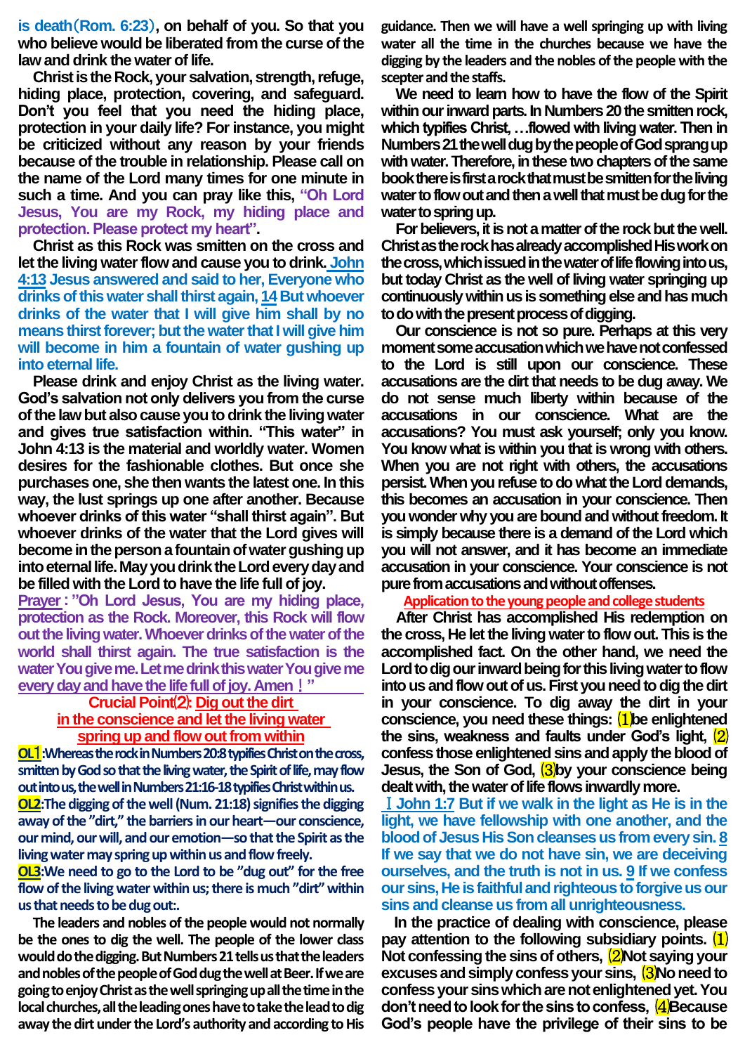is death(Rom. 6:23), on behalf of you. So that you who believe would be liberated from the curse of the law and drink the water of life.

Christ is the Rock, your salvation, strength, refuge, hiding place, protection, covering, and safeguard. Don't you feel that you need the hiding place, protection in your daily life? For instance, you might be criticized without any reason by your friends because of the trouble in relationship. Please call on the name of the Lord many times for one minute in such a time. And you can pray like this, **"Oh Lord Jesus, You are my Rock, my hiding place and protection. Please protect my heart"**.

Christ as this Rock was smitten on the cross and let the living water flow and cause you to drink. **John 4:13 Jesus answered and said to her, Everyone who drinks of this water shall thirst again, 14 But whoever drinks of the water that I will give him shall by no means thirst forever; but the water that I will give him will become in him a fountain of water gushing up into eternal life.**

Please drink and enjoy Christ as the living water. God's salvation not only delivers you from the curse of the law but also cause you to drink the living water and gives true satisfaction within. "This water" in John 4:13 is the material and worldly water. Women desires for the fashionable clothes. But once she purchases one, she then wants the latest one. In this way, the lust springs up one after another. Because whoever drinks of this water "shall thirst again". But whoever drinks of the water that the Lord gives will become in the person a fountain of water gushing up into eternal life. May you drink the Lord every day and be filled with the Lord to have the life full of joy.

**Prayer: "Oh Lord Jesus, You are my hiding place, protection as the Rock. Moreover, this Rock will flow out the living water. Whoever drinks of the water of the world shall thirst again. The true satisfaction is the water You give me. Let me drink this water You give me every day and have the life full of joy. Amen!"**

## Crucial Point⑵: Dig out the dirt in the conscience and let the living water spring up and flow out from within

**OL1: Whereas the rock in Numbers 20:8 typifies Christ on the cross, smitten by God so that the living water, the Spirit of life, may flow out into us, the well in Numbers 21:16-18 typifies Christ within us.**

**OL2: The digging of the well (Num. 21:18) signifies the digging away of the "dirt," the barriers in our heart—our conscience, our mind, our will, and our emotion—so that the Spirit as the living water may spring up within us and flow freely.**

**OL3: We need to go to the Lord to be "dug out" for the free flow of the living water within us; there is much "dirt" within us that needs to be dug out:.**

The leaders and nobles of the people would not normally be the ones to dig the well. The people of the lower class would do the digging. But Numbers 21 tells us that the leaders and nobles of the people of God dug the well at Beer. If we are going to enjoy Christ as the well springing up all the time in the local churches, all the leading ones have to take the lead to dig away the dirt under the Lord's authority and according to His guidance. Then we will have a well springing up with living water all the time in the churches because we have the digging by the leaders and the nobles of the people with the scepter and the staffs.

We need to learn how to have the flow of the Spirit within our inward parts. In Numbers 20 the smitten rock, which typifies Christ, …flowed with living water. Then in Numbers 21 the well dug by the people of God sprang up with water. Therefore, in these two chapters of the same book there is first a rock that must be smitten for the living water to flow out and then a well that must be dug for the water to spring up.

For believers, it is not a matter of the rock but the well. Christ as the rock has already accomplished His work on the cross, which issued in the water of life flowing into us, but today Christ as the well of living water springing up continuously within us is something else and has much to do with the present process of digging.

Our conscience is not so pure. Perhaps at this very moment some accusation which we have not confessed to the Lord is still upon our conscience. These accusations are the dirt that needs to be dug away. We do not sense much liberty within because of the accusations in our conscience. What are the accusations? You must ask yourself; only you know. You know what is within you that is wrong with others. When you are not right with others, the accusations persist. When you refuse to do what the Lord demands, this becomes an accusation in your conscience. Then you wonder why you are bound and without freedom. It is simply because there is a demand of the Lord which you will not answer, and it has become an immediate accusation in your conscience. Your conscience is not pure from accusations and without offenses.

### Application to the young people and college students

After Christ has accomplished His redemption on the cross, He let the living water to flow out. This is the accomplished fact. On the other hand, we need the Lord to dig our inward being for this living water to flow into us and flow out of us. First you need to dig the dirt in your conscience. To dig away the dirt in your conscience, you need these things: ⑴be enlightened the sins, weakness and faults under God's light, ⑵ confess those enlightened sins and apply the blood of Jesus, the Son of God, ⑶by your conscience being dealt with, the water of life flows inwardly more.

**I John 1:7 But if we walk in the light as He is in the light, we have fellowship with one another, and the blood of Jesus His Son cleanses us from every sin. 8 If we say that we do not have sin, we are deceiving ourselves, and the truth is not in us. 9 If we confess our sins, He is faithful and righteous to forgive us our sins and cleanse us from all unrighteousness.**

In the practice of dealing with conscience, please pay attention to the following subsidiary points. ⑴ Not confessing the sins of others, ⑵Not saying your excuses and simply confess your sins, ⑶No need to confess your sins which are not enlightened yet. You don't need to look for the sins to confess, ⑷Because God's people have the privilege of their sins to be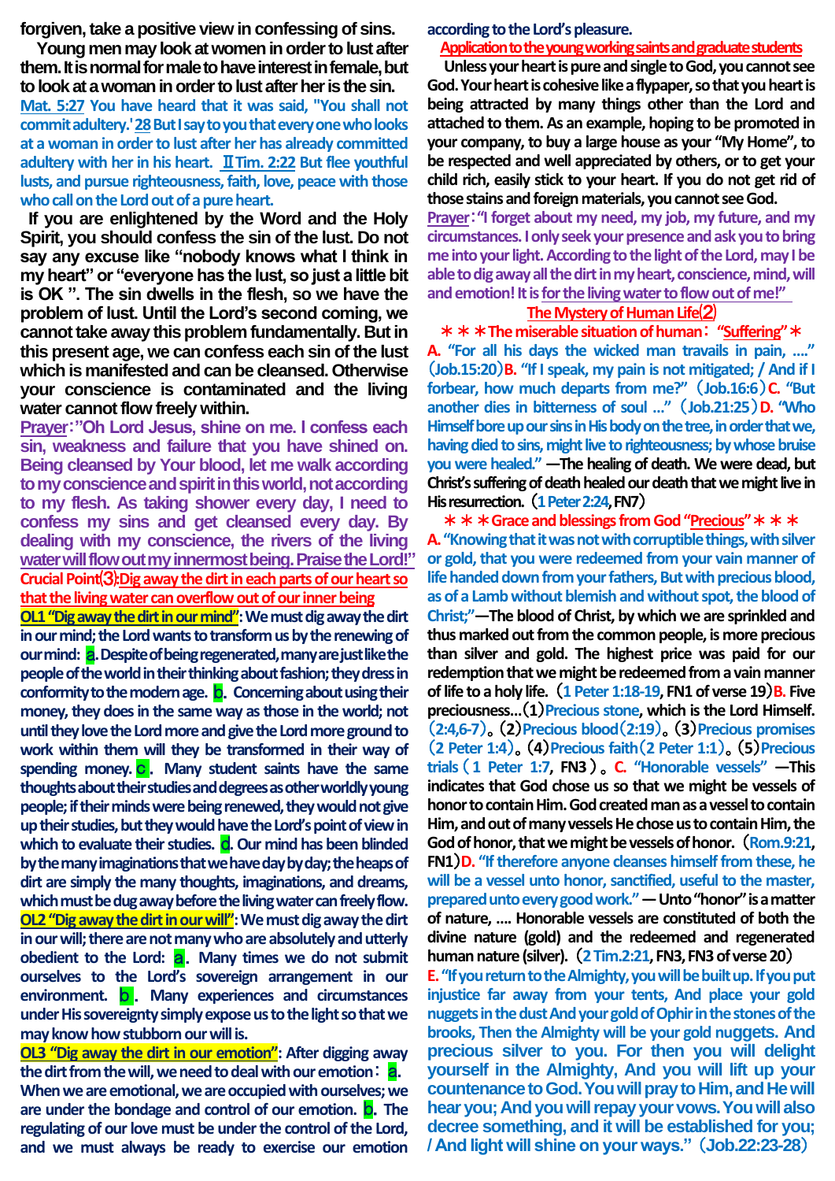**forgiven, take a positive view in confessing of sins.**

**Young men may look at women in order to lust after them. It is normal for male to have interest in female, but to look at a woman in order to lust after her is the sin.**

**Mat. 5:27 You have heard that it was said, "You shall not commit adultery.' 28 But I say to you that every one who looks at a woman in order to lust after her has already committed adultery with her in his heart. ⅡTim. 2:22 But flee youthful lusts, and pursue righteousness, faith, love, peace with those who call on the Lord out of a pure heart.**

**If you are enlightened by the Word and the Holy Spirit, you should confess the sin of the lust. Do not say any excuse like "nobody knows what I think in my heart" or "everyone has the lust, so just a little bit is OK ". The sin dwells in the flesh, so we have the problem of lust. Until the Lord's second coming, we cannot take away this problem fundamentally. But in this present age, we can confess each sin of the lust which is manifested and can be cleansed. Otherwise your conscience is contaminated and the living water cannot flow freely within.**

**Prayer:"Oh Lord Jesus, shine on me. I confess each sin, weakness and failure that you have shined on. Being cleansed by Your blood, let me walk according to my conscience and spirit in this world, not according to my flesh. As taking shower every day, I need to confess my sins and get cleansed every day. By dealing with my conscience, the rivers of the living water will flow out my innermost being. Praise the Lord!"**

**Crucial Point⑶:Dig away the dirt in each parts of our heart so that the living water can overflow out of our inner being**

**OL1 "Dig away the dirt in our mind": We must dig away the dirt in our mind; the Lord wants to transform us by the renewing of our mind: a. Despite of being regenerated, many are just like the people of the world in their thinking about fashion; they dress in conformity to the modern age. b. Concerning about using their money, they does in the same way as those in the world; not until they love the Lord more and give the Lord more ground to work within them will they be transformed in their way of spending money. c. Many student saints have the same thoughts about their studies and degrees as other worldly young people; if their minds were being renewed, they would not give up their studies, but they would have the Lord's point of view in which to evaluate their studies. d. Our mind has been blinded by the many imaginations that we have day by day; the heaps of dirt are simply the many thoughts, imaginations, and dreams, which must be dug away before the living water can freely flow.**

**OL2 "Dig away the dirt in our will": We must dig away the dirt in our will; there are not many who are absolutely and utterly obedient to the Lord: a. Many times we do not submit ourselves to the Lord's sovereign arrangement in our environment. b. Many experiences and circumstances under His sovereignty simply expose us to the light so that we may know how stubborn our will is.**

**OL3 "Dig away the dirt in our emotion": After digging away the dirt from the will, we need to deal with our emotion: a. When we are emotional, we are occupied with ourselves; we are under the bondage and control of our emotion. b. The regulating of our love must be under the control of the Lord, and we must always be ready to exercise our emotion according to the Lord's pleasure.**

**Application to the young working saints and graduate students**

**Unless your heart is pure and single to God, you cannot see God. Your heart is cohesive like a flypaper, so that you heart is being attracted by many things other than the Lord and attached to them. As an example, hoping to be promoted in your company, to buy a large house as your "My Home", to be respected and well appreciated by others, or to get your child rich, easily stick to your heart. If you do not get rid of those stains and foreign materials, you cannot see God.**

**Prayer:"I forget about my need, my job, my future, and my circumstances. I only seek your presence and ask you to bring me into your light. According to the light of the Lord, may I be able to dig away all the dirt in my heart, conscience, mind, will and emotion! It is for the living water to flow out of me!"**

**The Mystery of Human Life⑵**

**＊＊＊The miserable situation of human: "Suffering"＊**

**A. "For all his days the wicked man travails in pain, …." (Job.15:20) B. "If I speak, my pain is not mitigated; / And if I forbear, how much departs from me?" (Job.16:6) C. "But another dies in bitterness of soul …" (Job.21:25) D. "Who Himself bore up our sins in His body on the tree, in order that we, having died to sins, might live to righteousness; by whose bruise you were healed." —The healing of death. We were dead, but Christ's suffering of death healed our death that we might live in His resurrection. (1 Peter 2:24, FN7)**

**＊＊＊Grace and blessings from God "Precious"＊＊＊**

**A. "Knowing that it was not with corruptible things, with silver or gold, that you were redeemed from your vain manner of life handed down from your fathers, But with precious blood, as of a Lamb without blemish and without spot, the blood of Christ;"—The blood of Christ, by which we are sprinkled and thus marked out from the common people, is more precious than silver and gold. The highest price was paid for our redemption that we might be redeemed from a vain manner of life to a holy life. (1 Peter 1:18-19, FN1 of verse 19) B. Five preciousness…(1)Precious stone, which is the Lord Himself. (2:4,6-7)。(2)Precious blood(2:19)。(3)Precious promises (2 Peter 1:4)。(4)Precious faith(2 Peter 1:1)。(5)Precious trials (1 Peter 1:7, FN3)。C. "Honorable vessels" —This indicates that God chose us so that we might be vessels of honor to contain Him. God created man as a vessel to contain Him, and out of many vessels He chose us to contain Him, the God of honor, that we might be vessels of honor. (Rom.9:21, FN1) D. "If therefore anyone cleanses himself from these, he will be a vessel unto honor, sanctified, useful to the master, prepared unto every good work." — Unto "honor" is a matter of nature, …. Honorable vessels are constituted of both the divine nature (gold) and the redeemed and regenerated human nature (silver). (2 Tim.2:21, FN3, FN3 of verse 20)**

**E. "If you return to the Almighty, you will be built up. If you put injustice far away from your tents, And place your gold nuggets in the dust And your gold of Ophir in the stones of the brooks, Then the Almighty will be your gold nuggets. And precious silver to you. For then you will delight yourself in the Almighty, And you will lift up your countenance to God. You will pray to Him, and He will hear you; And you will repay your vows. You will also decree something, and it will be established for you; / And light will shine on your ways." (Job.22:23-28)**